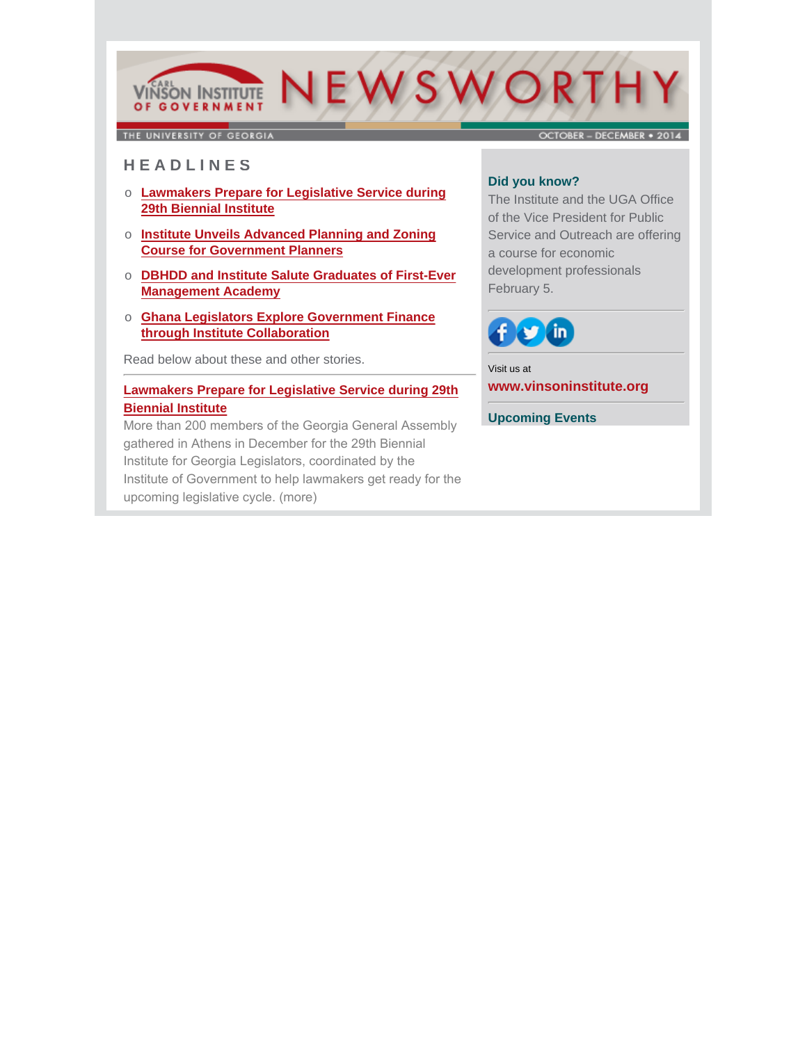# CARL VINSON INSTITUTE OF GOVERNMENT NEWSWORTHY

THE UNIVERSITY OF GEORGIA

OCTOBER – DECEMBER • 2014

## HEADLINES

- **Lawmakers Prepare for Legislative Service during 29th Biennial Institute**
- **Institute Unveils Advanced Planning and Zoning Course for Government Planners**
- **DBHDD and Institute Salute Graduates of First-Ever Management Academy**
- **Ghana Legislators Explore Government Finance through Institute Collaboration**

Read below about these and other stories.

---

### Lawmakers Prepare for Legislative Service during 29th Biennial Institute

More than 200 members of the Georgia General Assembly gathered in Athens in December for the 29th Biennial Institute for Georgia Legislators, coordinated by the Institute of Government to help lawmakers get ready for the upcoming legislative cycle. (more)

---

**Did you know?**

The Institute and the UGA Office of the Vice President for Public Service and Outreach are offering a course for economic development professionals February 5.

---

Visit us at

**www.vinsoninstitute.org**

---

**Upcoming Events**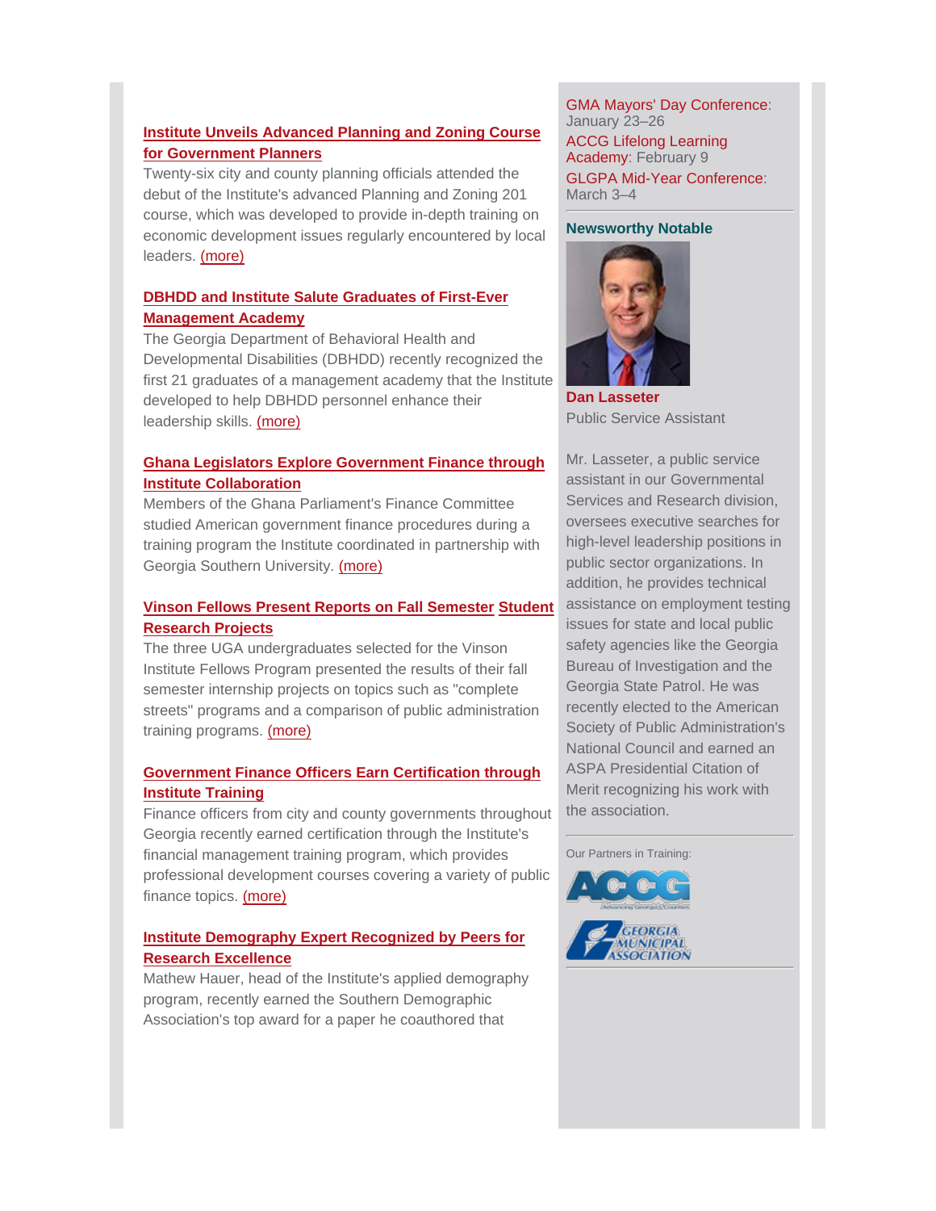### Institute Unveils Advanced Planning and Zoning Course for Government Planners

Twenty-six city and county planning officials attended the debut of the Institute's advanced Planning and Zoning 201 course, which was developed to provide in-depth training on economic development issues regularly encountered by local leaders. (more)

### DBHDD and Institute Salute Graduates of First-Ever Management Academy

The Georgia Department of Behavioral Health and Developmental Disabilities (DBHDD) recently recognized the first 21 graduates of a management academy that the Institute developed to help DBHDD personnel enhance their leadership skills. (more)

### Ghana Legislators Explore Government Finance through Institute Collaboration

Members of the Ghana Parliament's Finance Committee studied American government finance procedures during a training program the Institute coordinated in partnership with Georgia Southern University. (more)

### Vinson Fellows Present Reports on Fall Semester Student Research Projects

The three UGA undergraduates selected for the Vinson Institute Fellows Program presented the results of their fall semester internship projects on topics such as "complete streets" programs and a comparison of public administration training programs. (more)

### Government Finance Officers Earn Certification through Institute Training

Finance officers from city and county governments throughout Georgia recently earned certification through the Institute's financial management training program, which provides professional development courses covering a variety of public finance topics. (more)

### Institute Demography Expert Recognized by Peers for Research Excellence

Mathew Hauer, head of the Institute's applied demography program, recently earned the Southern Demographic Association's top award for a paper he coauthored that

GMA Mayors' Day Conference: January 23–26
ACCG Lifelong Learning Academy: February 9
GLGPA Mid-Year Conference: March 3–4

### Newsworthy Notable

**Dan Lasseter**
Public Service Assistant

Mr. Lasseter, a public service assistant in our Governmental Services and Research division, oversees executive searches for high-level leadership positions in public sector organizations. In addition, he provides technical assistance on employment testing issues for state and local public safety agencies like the Georgia Bureau of Investigation and the Georgia State Patrol. He was recently elected to the American Society of Public Administration's National Council and earned an ASPA Presidential Citation of Merit recognizing his work with the association.

Our Partners in Training: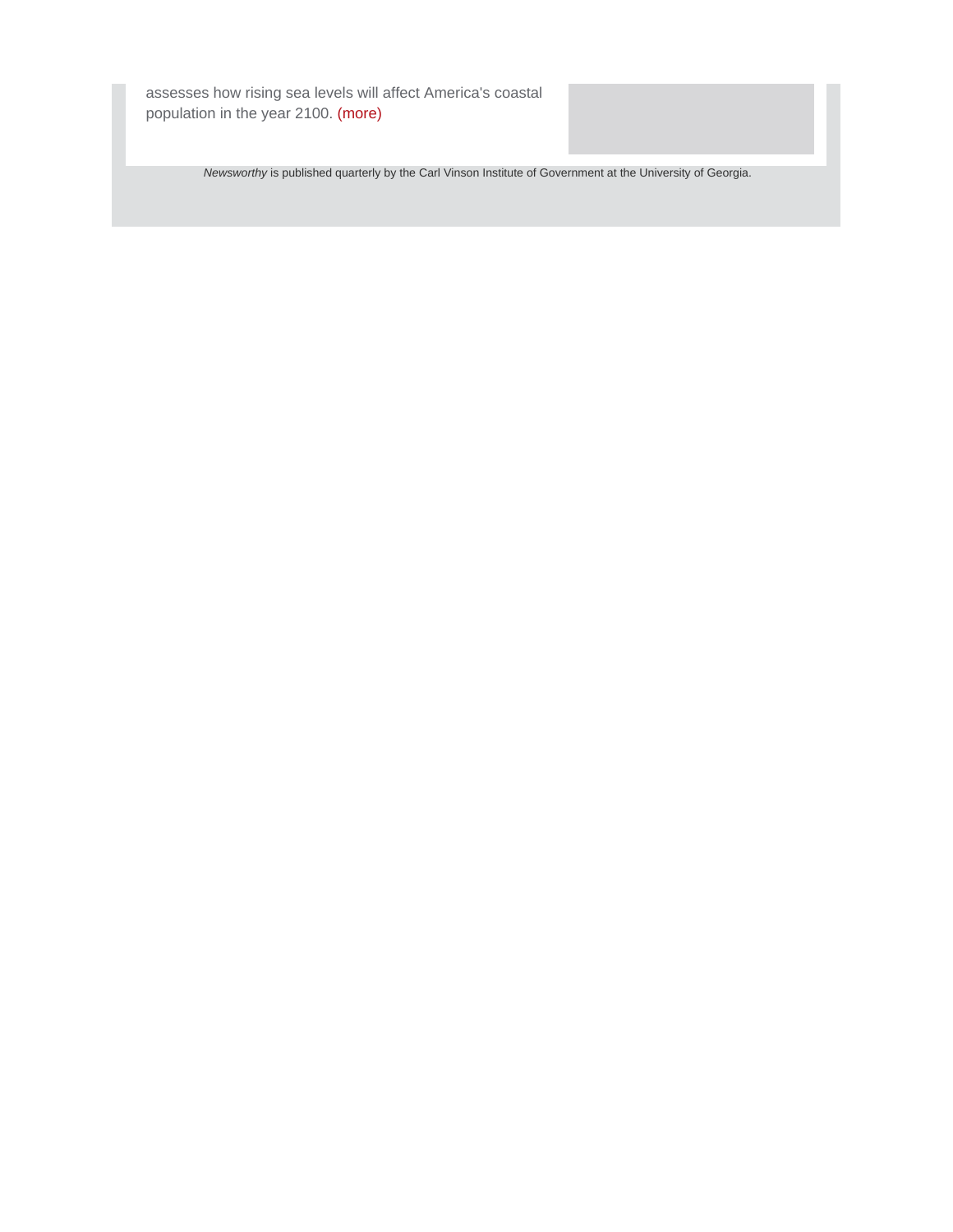assesses how rising sea levels will affect America's coastal population in the year 2100. (more)

*Newsworthy* is published quarterly by the Carl Vinson Institute of Government at the University of Georgia.